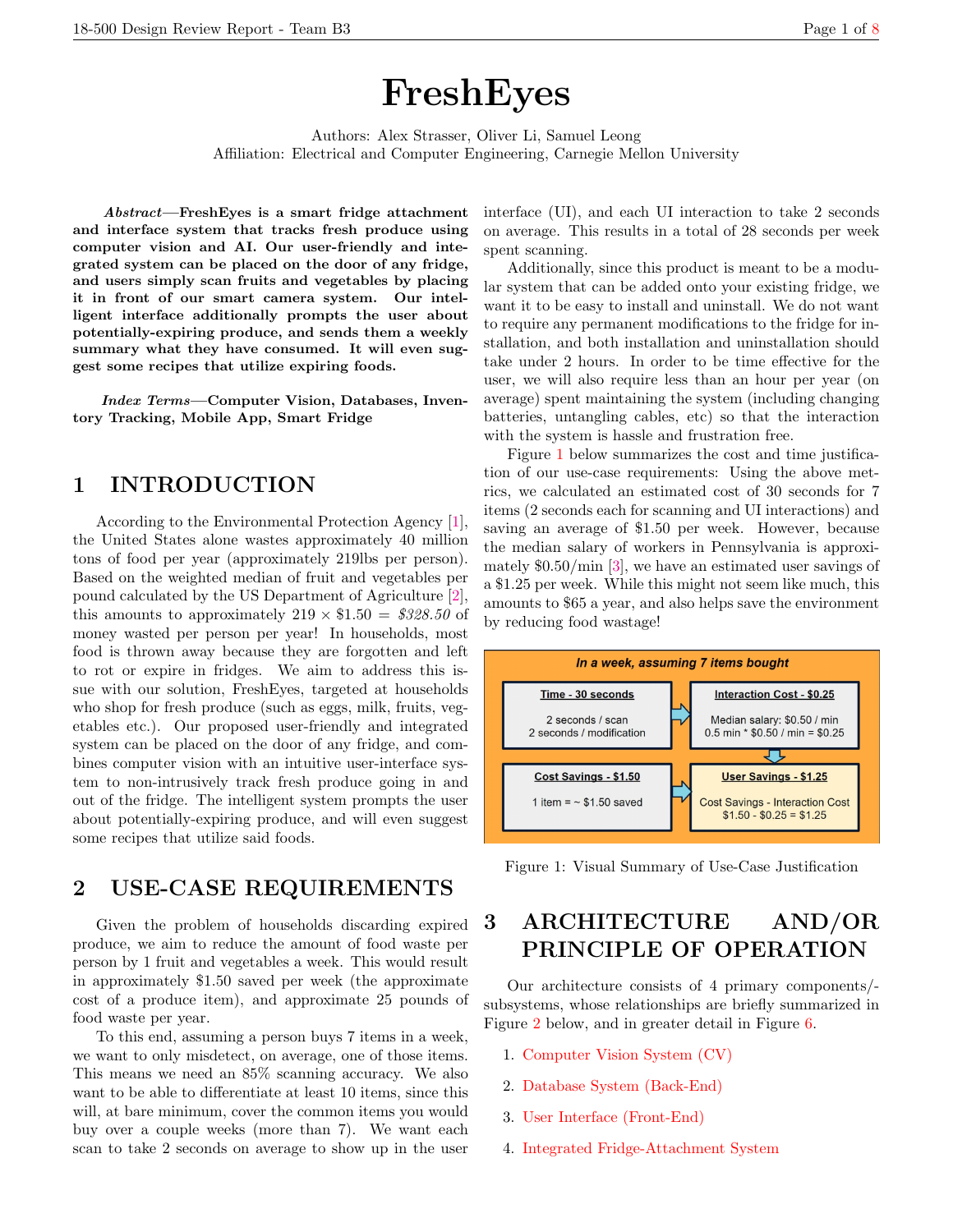# FreshEyes

Authors: Alex Strasser, Oliver Li, Samuel Leong
Affiliation: Electrical and Computer Engineering, Carnegie Mellon University

***Abstract*—FreshEyes is a smart fridge attachment and interface system that tracks fresh produce using computer vision and AI. Our user-friendly and integrated system can be placed on the door of any fridge, and users simply scan fruits and vegetables by placing it in front of our smart camera system. Our intelligent interface additionally prompts the user about potentially-expiring produce, and sends them a weekly summary what they have consumed. It will even suggest some recipes that utilize expiring foods.**

***Index Terms*—Computer Vision, Databases, Inventory Tracking, Mobile App, Smart Fridge**

## 1 INTRODUCTION

According to the Environmental Protection Agency [1], the United States alone wastes approximately 40 million tons of food per year (approximately 219lbs per person). Based on the weighted median of fruit and vegetables per pound calculated by the US Department of Agriculture [2], this amounts to approximately 219 × \$1.50 = *\$328.50* of money wasted per person per year! In households, most food is thrown away because they are forgotten and left to rot or expire in fridges. We aim to address this issue with our solution, FreshEyes, targeted at households who shop for fresh produce (such as eggs, milk, fruits, vegetables etc.). Our proposed user-friendly and integrated system can be placed on the door of any fridge, and combines computer vision with an intuitive user-interface system to non-intrusively track fresh produce going in and out of the fridge. The intelligent system prompts the user about potentially-expiring produce, and will even suggest some recipes that utilize said foods.

## 2 USE-CASE REQUIREMENTS

Given the problem of households discarding expired produce, we aim to reduce the amount of food waste per person by 1 fruit and vegetables a week. This would result in approximately \$1.50 saved per week (the approximate cost of a produce item), and approximate 25 pounds of food waste per year.

To this end, assuming a person buys 7 items in a week, we want to only misdetect, on average, one of those items. This means we need an 85% scanning accuracy. We also want to be able to differentiate at least 10 items, since this will, at bare minimum, cover the common items you would buy over a couple weeks (more than 7). We want each scan to take 2 seconds on average to show up in the user interface (UI), and each UI interaction to take 2 seconds on average. This results in a total of 28 seconds per week spent scanning.

Additionally, since this product is meant to be a modular system that can be added onto your existing fridge, we want it to be easy to install and uninstall. We do not want to require any permanent modifications to the fridge for installation, and both installation and uninstallation should take under 2 hours. In order to be time effective for the user, we will also require less than an hour per year (on average) spent maintaining the system (including changing batteries, untangling cables, etc) so that the interaction with the system is hassle and frustration free.

Figure 1 below summarizes the cost and time justification of our use-case requirements: Using the above metrics, we calculated an estimated cost of 30 seconds for 7 items (2 seconds each for scanning and UI interactions) and saving an average of \$1.50 per week. However, because the median salary of workers in Pennsylvania is approximately \$0.50/min [3], we have an estimated user savings of a \$1.25 per week. While this might not seem like much, this amounts to \$65 a year, and also helps save the environment by reducing food wastage!

*In a week, assuming 7 items bought*

**Time - 30 seconds**
2 seconds / scan
2 seconds / modification

**Interaction Cost - \$0.25**
Median salary: \$0.50 / min
0.5 min * \$0.50 / min = \$0.25

**Cost Savings - \$1.50**
1 item = ~ \$1.50 saved

**User Savings - \$1.25**
Cost Savings - Interaction Cost
\$1.50 - \$0.25 = \$1.25

Figure 1: Visual Summary of Use-Case Justification

## 3 ARCHITECTURE AND/OR PRINCIPLE OF OPERATION

Our architecture consists of 4 primary components/subsystems, whose relationships are briefly summarized in Figure 2 below, and in greater detail in Figure 6.

1. Computer Vision System (CV)
2. Database System (Back-End)
3. User Interface (Front-End)
4. Integrated Fridge-Attachment System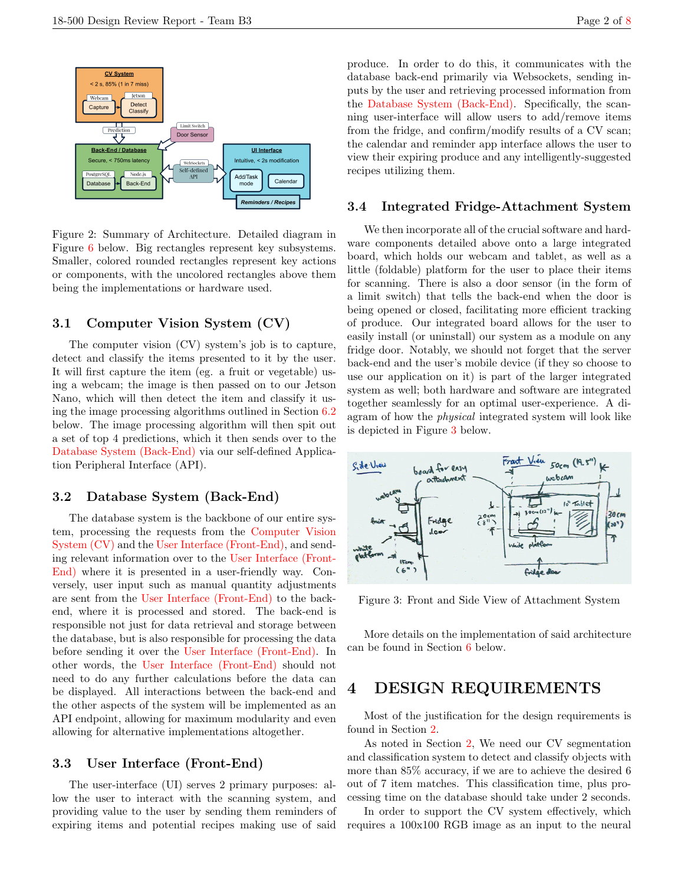Figure 2: Summary of Architecture. Detailed diagram in Figure 6 below. Big rectangles represent key subsystems. Smaller, colored rounded rectangles represent key actions or components, with the uncolored rectangles above them being the implementations or hardware used.

### 3.1 Computer Vision System (CV)

The computer vision (CV) system's job is to capture, detect and classify the items presented to it by the user. It will first capture the item (eg. a fruit or vegetable) using a webcam; the image is then passed on to our Jetson Nano, which will then detect the item and classify it using the image processing algorithms outlined in Section 6.2 below. The image processing algorithm will then spit out a set of top 4 predictions, which it then sends over to the Database System (Back-End) via our self-defined Application Peripheral Interface (API).

### 3.2 Database System (Back-End)

The database system is the backbone of our entire system, processing the requests from the Computer Vision System (CV) and the User Interface (Front-End), and sending relevant information over to the User Interface (Front-End) where it is presented in a user-friendly way. Conversely, user input such as manual quantity adjustments are sent from the User Interface (Front-End) to the back-end, where it is processed and stored. The back-end is responsible not just for data retrieval and storage between the database, but is also responsible for processing the data before sending it over the User Interface (Front-End). In other words, the User Interface (Front-End) should not need to do any further calculations before the data can be displayed. All interactions between the back-end and the other aspects of the system will be implemented as an API endpoint, allowing for maximum modularity and even allowing for alternative implementations altogether.

### 3.3 User Interface (Front-End)

The user-interface (UI) serves 2 primary purposes: allow the user to interact with the scanning system, and providing value to the user by sending them reminders of expiring items and potential recipes making use of said produce. In order to do this, it communicates with the database back-end primarily via Websockets, sending inputs by the user and retrieving processed information from the Database System (Back-End). Specifically, the scanning user-interface will allow users to add/remove items from the fridge, and confirm/modify results of a CV scan; the calendar and reminder app interface allows the user to view their expiring produce and any intelligently-suggested recipes utilizing them.

### 3.4 Integrated Fridge-Attachment System

We then incorporate all of the crucial software and hardware components detailed above onto a large integrated board, which holds our webcam and tablet, as well as a little (foldable) platform for the user to place their items for scanning. There is also a door sensor (in the form of a limit switch) that tells the back-end when the door is being opened or closed, facilitating more efficient tracking of produce. Our integrated board allows for the user to easily install (or uninstall) our system as a module on any fridge door. Notably, we should not forget that the server back-end and the user's mobile device (if they so choose to use our application on it) is part of the larger integrated system as well; both hardware and software are integrated together seamlessly for an optimal user-experience. A diagram of how the *physical* integrated system will look like is depicted in Figure 3 below.

Figure 3: Front and Side View of Attachment System

More details on the implementation of said architecture can be found in Section 6 below.

## 4 DESIGN REQUIREMENTS

Most of the justification for the design requirements is found in Section 2.

As noted in Section 2, We need our CV segmentation and classification system to detect and classify objects with more than 85% accuracy, if we are to achieve the desired 6 out of 7 item matches. This classification time, plus processing time on the database should take under 2 seconds.

In order to support the CV system effectively, which requires a 100x100 RGB image as an input to the neural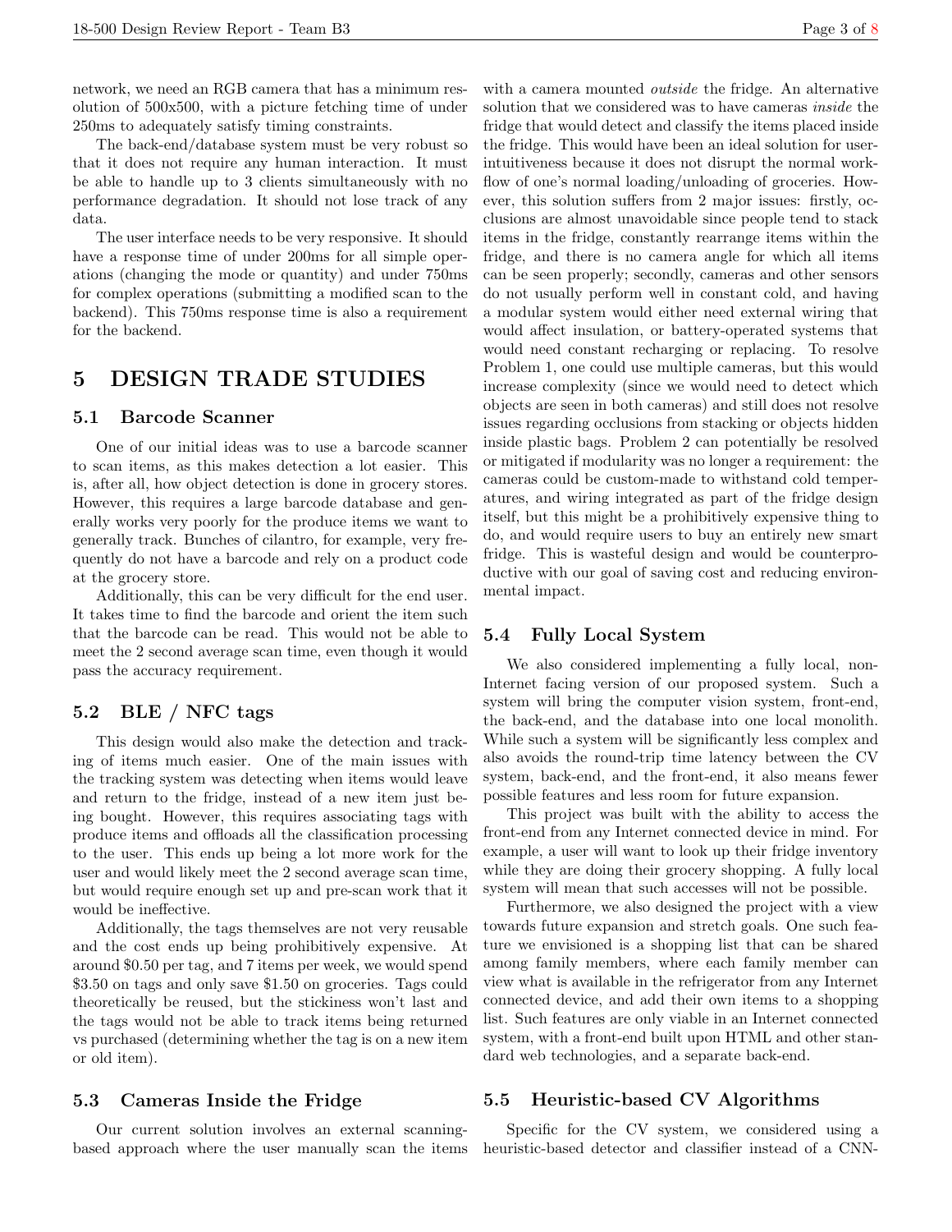network, we need an RGB camera that has a minimum resolution of 500x500, with a picture fetching time of under 250ms to adequately satisfy timing constraints.

The back-end/database system must be very robust so that it does not require any human interaction. It must be able to handle up to 3 clients simultaneously with no performance degradation. It should not lose track of any data.

The user interface needs to be very responsive. It should have a response time of under 200ms for all simple operations (changing the mode or quantity) and under 750ms for complex operations (submitting a modified scan to the backend). This 750ms response time is also a requirement for the backend.

## 5 DESIGN TRADE STUDIES

### 5.1 Barcode Scanner

One of our initial ideas was to use a barcode scanner to scan items, as this makes detection a lot easier. This is, after all, how object detection is done in grocery stores. However, this requires a large barcode database and generally works very poorly for the produce items we want to generally track. Bunches of cilantro, for example, very frequently do not have a barcode and rely on a product code at the grocery store.

Additionally, this can be very difficult for the end user. It takes time to find the barcode and orient the item such that the barcode can be read. This would not be able to meet the 2 second average scan time, even though it would pass the accuracy requirement.

### 5.2 BLE / NFC tags

This design would also make the detection and tracking of items much easier. One of the main issues with the tracking system was detecting when items would leave and return to the fridge, instead of a new item just being bought. However, this requires associating tags with produce items and offloads all the classification processing to the user. This ends up being a lot more work for the user and would likely meet the 2 second average scan time, but would require enough set up and pre-scan work that it would be ineffective.

Additionally, the tags themselves are not very reusable and the cost ends up being prohibitively expensive. At around $0.50 per tag, and 7 items per week, we would spend $3.50 on tags and only save $1.50 on groceries. Tags could theoretically be reused, but the stickiness won't last and the tags would not be able to track items being returned vs purchased (determining whether the tag is on a new item or old item).

### 5.3 Cameras Inside the Fridge

Our current solution involves an external scanning-based approach where the user manually scan the items with a camera mounted *outside* the fridge. An alternative solution that we considered was to have cameras *inside* the fridge that would detect and classify the items placed inside the fridge. This would have been an ideal solution for user-intuitiveness because it does not disrupt the normal workflow of one's normal loading/unloading of groceries. However, this solution suffers from 2 major issues: firstly, occlusions are almost unavoidable since people tend to stack items in the fridge, constantly rearrange items within the fridge, and there is no camera angle for which all items can be seen properly; secondly, cameras and other sensors do not usually perform well in constant cold, and having a modular system would either need external wiring that would affect insulation, or battery-operated systems that would need constant recharging or replacing. To resolve Problem 1, one could use multiple cameras, but this would increase complexity (since we would need to detect which objects are seen in both cameras) and still does not resolve issues regarding occlusions from stacking or objects hidden inside plastic bags. Problem 2 can potentially be resolved or mitigated if modularity was no longer a requirement: the cameras could be custom-made to withstand cold temperatures, and wiring integrated as part of the fridge design itself, but this might be a prohibitively expensive thing to do, and would require users to buy an entirely new smart fridge. This is wasteful design and would be counterproductive with our goal of saving cost and reducing environmental impact.

### 5.4 Fully Local System

We also considered implementing a fully local, non-Internet facing version of our proposed system. Such a system will bring the computer vision system, front-end, the back-end, and the database into one local monolith. While such a system will be significantly less complex and also avoids the round-trip time latency between the CV system, back-end, and the front-end, it also means fewer possible features and less room for future expansion.

This project was built with the ability to access the front-end from any Internet connected device in mind. For example, a user will want to look up their fridge inventory while they are doing their grocery shopping. A fully local system will mean that such accesses will not be possible.

Furthermore, we also designed the project with a view towards future expansion and stretch goals. One such feature we envisioned is a shopping list that can be shared among family members, where each family member can view what is available in the refrigerator from any Internet connected device, and add their own items to a shopping list. Such features are only viable in an Internet connected system, with a front-end built upon HTML and other standard web technologies, and a separate back-end.

### 5.5 Heuristic-based CV Algorithms

Specific for the CV system, we considered using a heuristic-based detector and classifier instead of a CNN-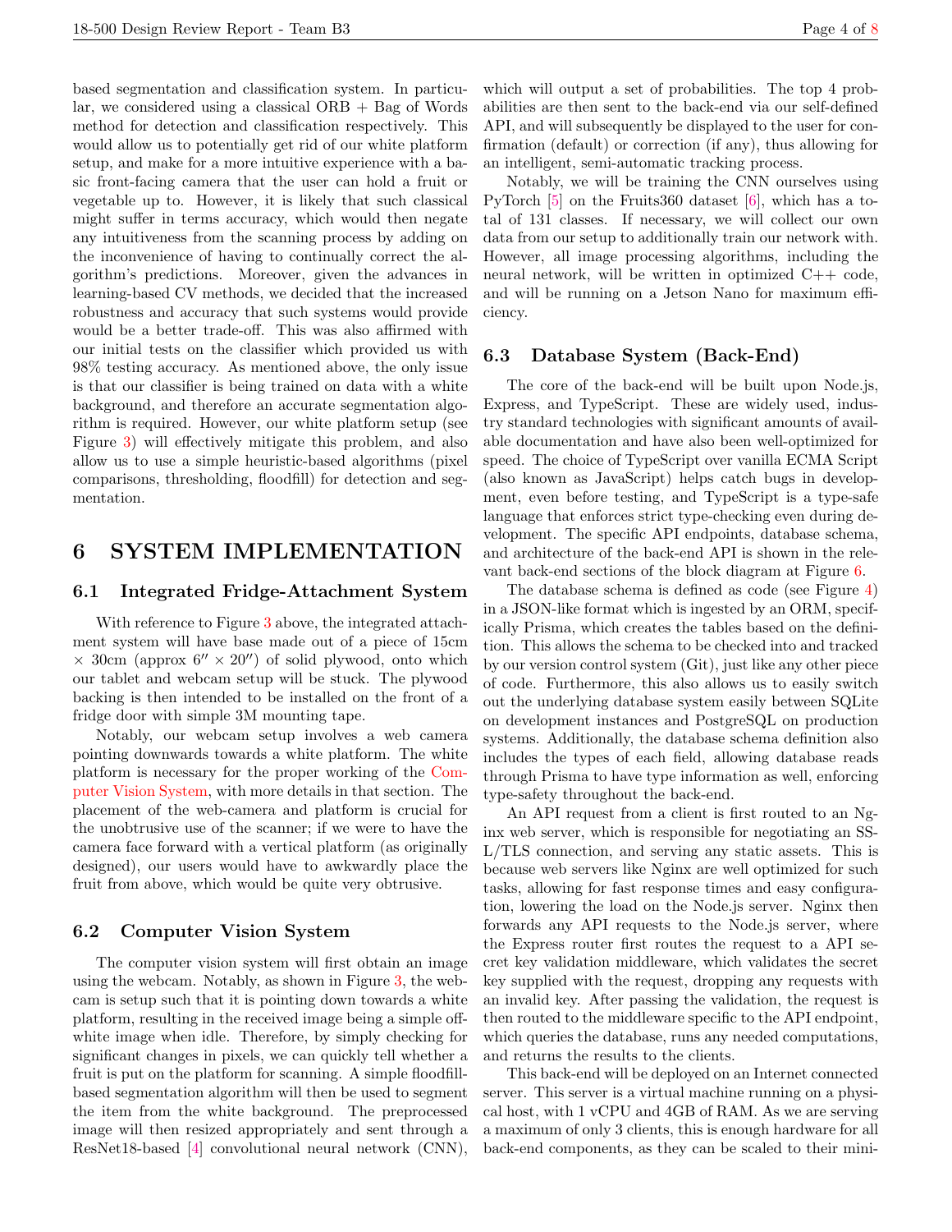based segmentation and classification system. In particular, we considered using a classical ORB + Bag of Words method for detection and classification respectively. This would allow us to potentially get rid of our white platform setup, and make for a more intuitive experience with a basic front-facing camera that the user can hold a fruit or vegetable up to. However, it is likely that such classical might suffer in terms accuracy, which would then negate any intuitiveness from the scanning process by adding on the inconvenience of having to continually correct the algorithm's predictions. Moreover, given the advances in learning-based CV methods, we decided that the increased robustness and accuracy that such systems would provide would be a better trade-off. This was also affirmed with our initial tests on the classifier which provided us with 98% testing accuracy. As mentioned above, the only issue is that our classifier is being trained on data with a white background, and therefore an accurate segmentation algorithm is required. However, our white platform setup (see Figure 3) will effectively mitigate this problem, and also allow us to use a simple heuristic-based algorithms (pixel comparisons, thresholding, floodfill) for detection and segmentation.

# 6 SYSTEM IMPLEMENTATION

## 6.1 Integrated Fridge-Attachment System

With reference to Figure 3 above, the integrated attachment system will have base made out of a piece of 15cm × 30cm (approx 6″ × 20″) of solid plywood, onto which our tablet and webcam setup will be stuck. The plywood backing is then intended to be installed on the front of a fridge door with simple 3M mounting tape.

Notably, our webcam setup involves a web camera pointing downwards towards a white platform. The white platform is necessary for the proper working of the Computer Vision System, with more details in that section. The placement of the web-camera and platform is crucial for the unobtrusive use of the scanner; if we were to have the camera face forward with a vertical platform (as originally designed), our users would have to awkwardly place the fruit from above, which would be quite very obtrusive.

## 6.2 Computer Vision System

The computer vision system will first obtain an image using the webcam. Notably, as shown in Figure 3, the webcam is setup such that it is pointing down towards a white platform, resulting in the received image being a simple off-white image when idle. Therefore, by simply checking for significant changes in pixels, we can quickly tell whether a fruit is put on the platform for scanning. A simple floodfill-based segmentation algorithm will then be used to segment the item from the white background. The preprocessed image will then resized appropriately and sent through a ResNet18-based [4] convolutional neural network (CNN), which will output a set of probabilities. The top 4 probabilities are then sent to the back-end via our self-defined API, and will subsequently be displayed to the user for confirmation (default) or correction (if any), thus allowing for an intelligent, semi-automatic tracking process.

Notably, we will be training the CNN ourselves using PyTorch [5] on the Fruits360 dataset [6], which has a total of 131 classes. If necessary, we will collect our own data from our setup to additionally train our network with. However, all image processing algorithms, including the neural network, will be written in optimized C++ code, and will be running on a Jetson Nano for maximum efficiency.

## 6.3 Database System (Back-End)

The core of the back-end will be built upon Node.js, Express, and TypeScript. These are widely used, industry standard technologies with significant amounts of available documentation and have also been well-optimized for speed. The choice of TypeScript over vanilla ECMA Script (also known as JavaScript) helps catch bugs in development, even before testing, and TypeScript is a type-safe language that enforces strict type-checking even during development. The specific API endpoints, database schema, and architecture of the back-end API is shown in the relevant back-end sections of the block diagram at Figure 6.

The database schema is defined as code (see Figure 4) in a JSON-like format which is ingested by an ORM, specifically Prisma, which creates the tables based on the definition. This allows the schema to be checked into and tracked by our version control system (Git), just like any other piece of code. Furthermore, this also allows us to easily switch out the underlying database system easily between SQLite on development instances and PostgreSQL on production systems. Additionally, the database schema definition also includes the types of each field, allowing database reads through Prisma to have type information as well, enforcing type-safety throughout the back-end.

An API request from a client is first routed to an Nginx web server, which is responsible for negotiating an SSL/TLS connection, and serving any static assets. This is because web servers like Nginx are well optimized for such tasks, allowing for fast response times and easy configuration, lowering the load on the Node.js server. Nginx then forwards any API requests to the Node.js server, where the Express router first routes the request to a API secret key validation middleware, which validates the secret key supplied with the request, dropping any requests with an invalid key. After passing the validation, the request is then routed to the middleware specific to the API endpoint, which queries the database, runs any needed computations, and returns the results to the clients.

This back-end will be deployed on an Internet connected server. This server is a virtual machine running on a physical host, with 1 vCPU and 4GB of RAM. As we are serving a maximum of only 3 clients, this is enough hardware for all back-end components, as they can be scaled to their mini-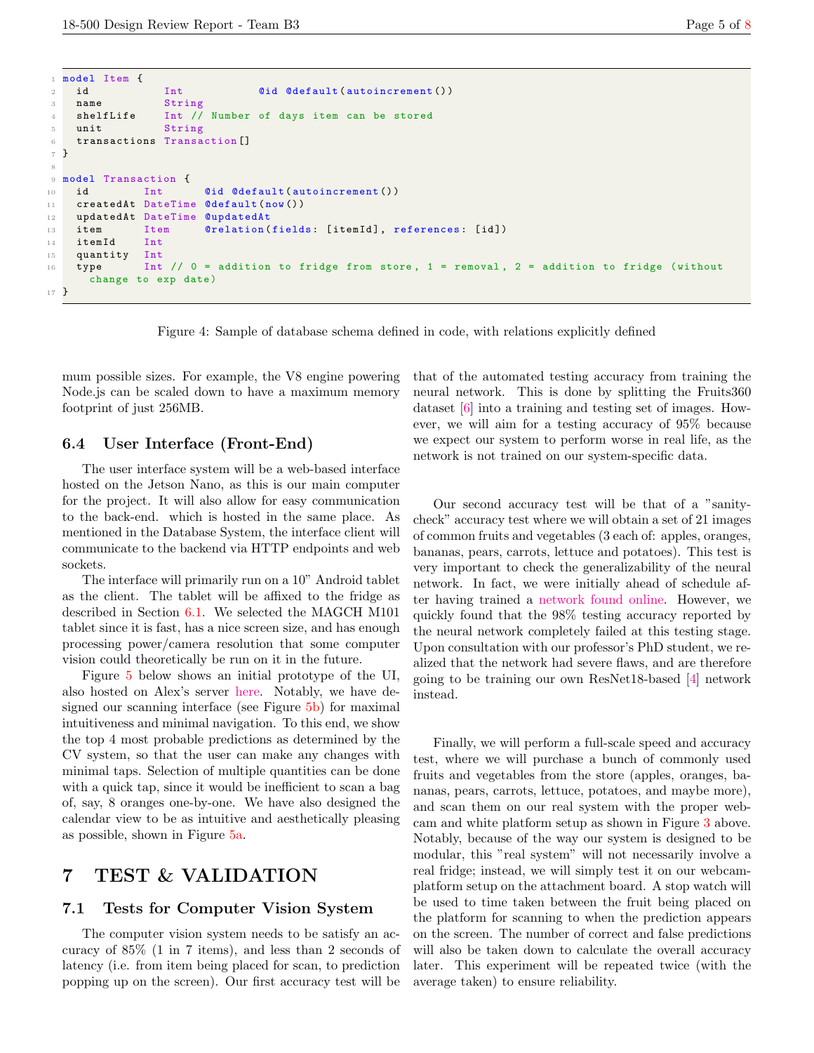```
model Item {
  id           Int           @id @default(autoincrement())
  name         String
  shelfLife    Int // Number of days item can be stored
  unit         String
  transactions Transaction[]
}

model Transaction {
  id        Int      @id @default(autoincrement())
  createdAt DateTime @default(now())
  updatedAt DateTime @updatedAt
  item      Item     @relation(fields: [itemId], references: [id])
  itemId    Int
  quantity  Int
  type      Int // 0 = addition to fridge from store, 1 = removal, 2 = addition to fridge (without change to exp date)
}
```

Figure 4: Sample of database schema defined in code, with relations explicitly defined

mum possible sizes. For example, the V8 engine powering Node.js can be scaled down to have a maximum memory footprint of just 256MB.

### 6.4 User Interface (Front-End)

The user interface system will be a web-based interface hosted on the Jetson Nano, as this is our main computer for the project. It will also allow for easy communication to the back-end. which is hosted in the same place. As mentioned in the Database System, the interface client will communicate to the backend via HTTP endpoints and web sockets.

The interface will primarily run on a 10" Android tablet as the client. The tablet will be affixed to the fridge as described in Section 6.1. We selected the MAGCH M101 tablet since it is fast, has a nice screen size, and has enough processing power/camera resolution that some computer vision could theoretically be run on it in the future.

Figure 5 below shows an initial prototype of the UI, also hosted on Alex's server here. Notably, we have designed our scanning interface (see Figure 5b) for maximal intuitiveness and minimal navigation. To this end, we show the top 4 most probable predictions as determined by the CV system, so that the user can make any changes with minimal taps. Selection of multiple quantities can be done with a quick tap, since it would be inefficient to scan a bag of, say, 8 oranges one-by-one. We have also designed the calendar view to be as intuitive and aesthetically pleasing as possible, shown in Figure 5a.

## 7 TEST & VALIDATION

### 7.1 Tests for Computer Vision System

The computer vision system needs to be satisfy an accuracy of 85% (1 in 7 items), and less than 2 seconds of latency (i.e. from item being placed for scan, to prediction popping up on the screen). Our first accuracy test will be that of the automated testing accuracy from training the neural network. This is done by splitting the Fruits360 dataset [6] into a training and testing set of images. However, we will aim for a testing accuracy of 95% because we expect our system to perform worse in real life, as the network is not trained on our system-specific data.

Our second accuracy test will be that of a "sanity-check" accuracy test where we will obtain a set of 21 images of common fruits and vegetables (3 each of: apples, oranges, bananas, pears, carrots, lettuce and potatoes). This test is very important to check the generalizability of the neural network. In fact, we were initially ahead of schedule after having trained a network found online. However, we quickly found that the 98% testing accuracy reported by the neural network completely failed at this testing stage. Upon consultation with our professor's PhD student, we realized that the network had severe flaws, and are therefore going to be training our own ResNet18-based [4] network instead.

Finally, we will perform a full-scale speed and accuracy test, where we will purchase a bunch of commonly used fruits and vegetables from the store (apples, oranges, bananas, pears, carrots, lettuce, potatoes, and maybe more), and scan them on our real system with the proper webcam and white platform setup as shown in Figure 3 above. Notably, because of the way our system is designed to be modular, this "real system" will not necessarily involve a real fridge; instead, we will simply test it on our webcam-platform setup on the attachment board. A stop watch will be used to time taken between the fruit being placed on the platform for scanning to when the prediction appears on the screen. The number of correct and false predictions will also be taken down to calculate the overall accuracy later. This experiment will be repeated twice (with the average taken) to ensure reliability.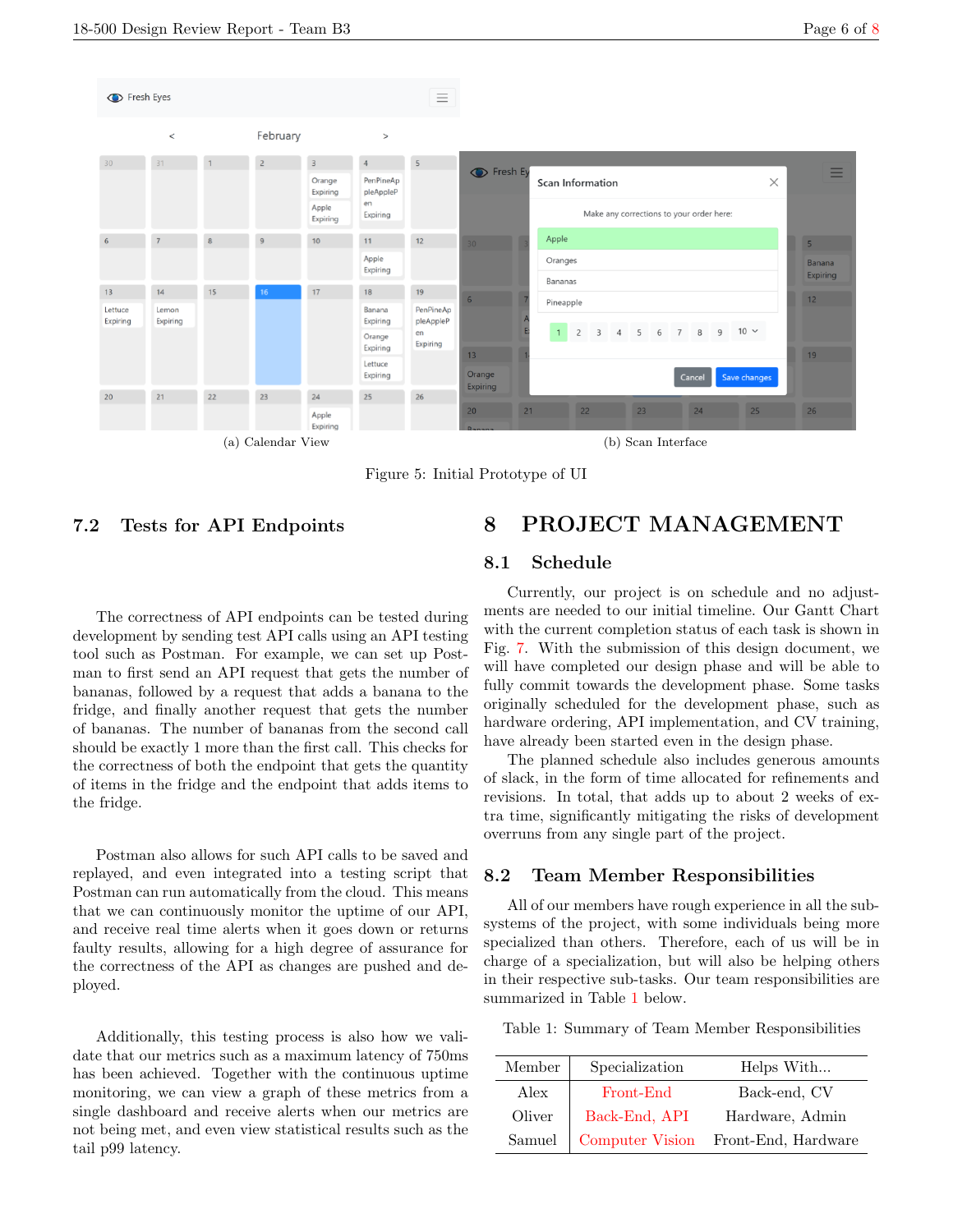(a) Calendar View

(b) Scan Interface

Figure 5: Initial Prototype of UI

## 7.2 Tests for API Endpoints

The correctness of API endpoints can be tested during development by sending test API calls using an API testing tool such as Postman. For example, we can set up Postman to first send an API request that gets the number of bananas, followed by a request that adds a banana to the fridge, and finally another request that gets the number of bananas. The number of bananas from the second call should be exactly 1 more than the first call. This checks for the correctness of both the endpoint that gets the quantity of items in the fridge and the endpoint that adds items to the fridge.

Postman also allows for such API calls to be saved and replayed, and even integrated into a testing script that Postman can run automatically from the cloud. This means that we can continuously monitor the uptime of our API, and receive real time alerts when it goes down or returns faulty results, allowing for a high degree of assurance for the correctness of the API as changes are pushed and deployed.

Additionally, this testing process is also how we validate that our metrics such as a maximum latency of 750ms has been achieved. Together with the continuous uptime monitoring, we can view a graph of these metrics from a single dashboard and receive alerts when our metrics are not being met, and even view statistical results such as the tail p99 latency.

# 8 PROJECT MANAGEMENT

## 8.1 Schedule

Currently, our project is on schedule and no adjustments are needed to our initial timeline. Our Gantt Chart with the current completion status of each task is shown in Fig. 7. With the submission of this design document, we will have completed our design phase and will be able to fully commit towards the development phase. Some tasks originally scheduled for the development phase, such as hardware ordering, API implementation, and CV training, have already been started even in the design phase.

The planned schedule also includes generous amounts of slack, in the form of time allocated for refinements and revisions. In total, that adds up to about 2 weeks of extra time, significantly mitigating the risks of development overruns from any single part of the project.

## 8.2 Team Member Responsibilities

All of our members have rough experience in all the subsystems of the project, with some individuals being more specialized than others. Therefore, each of us will be in charge of a specialization, but will also be helping others in their respective sub-tasks. Our team responsibilities are summarized in Table 1 below.

Table 1: Summary of Team Member Responsibilities

| Member | Specialization | Helps With... |
|---|---|---|
| Alex | Front-End | Back-end, CV |
| Oliver | Back-End, API | Hardware, Admin |
| Samuel | Computer Vision | Front-End, Hardware |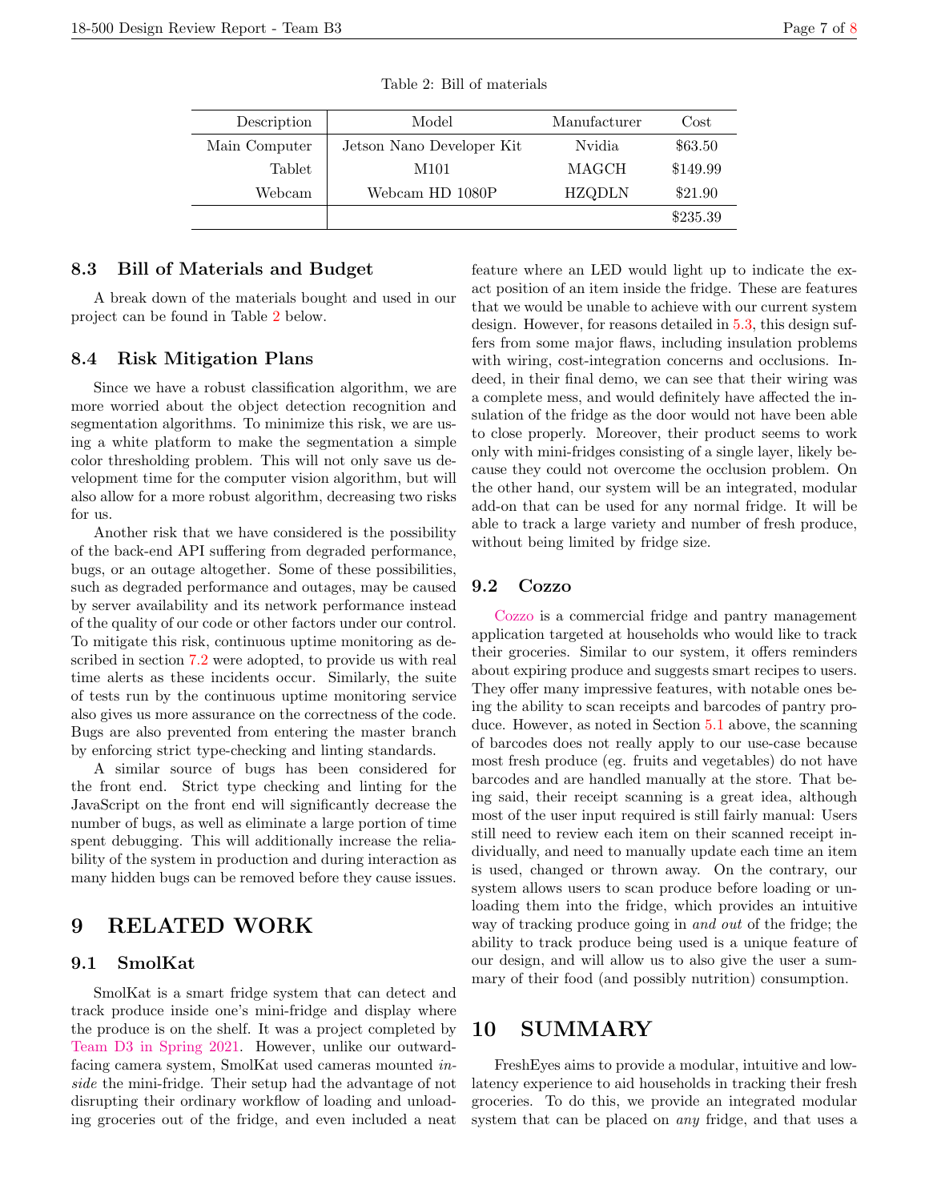Table 2: Bill of materials

| Description | Model | Manufacturer | Cost |
|---|---|---|---|
| Main Computer | Jetson Nano Developer Kit | Nvidia | $63.50 |
| Tablet | M101 | MAGCH | $149.99 |
| Webcam | Webcam HD 1080P | HZQDLN | $21.90 |
| | | | $235.39 |

### 8.3 Bill of Materials and Budget

A break down of the materials bought and used in our project can be found in Table 2 below.

### 8.4 Risk Mitigation Plans

Since we have a robust classification algorithm, we are more worried about the object detection recognition and segmentation algorithms. To minimize this risk, we are using a white platform to make the segmentation a simple color thresholding problem. This will not only save us development time for the computer vision algorithm, but will also allow for a more robust algorithm, decreasing two risks for us.

Another risk that we have considered is the possibility of the back-end API suffering from degraded performance, bugs, or an outage altogether. Some of these possibilities, such as degraded performance and outages, may be caused by server availability and its network performance instead of the quality of our code or other factors under our control. To mitigate this risk, continuous uptime monitoring as described in section 7.2 were adopted, to provide us with real time alerts as these incidents occur. Similarly, the suite of tests run by the continuous uptime monitoring service also gives us more assurance on the correctness of the code. Bugs are also prevented from entering the master branch by enforcing strict type-checking and linting standards.

A similar source of bugs has been considered for the front end. Strict type checking and linting for the JavaScript on the front end will significantly decrease the number of bugs, as well as eliminate a large portion of time spent debugging. This will additionally increase the reliability of the system in production and during interaction as many hidden bugs can be removed before they cause issues.

## 9 RELATED WORK

### 9.1 SmolKat

SmolKat is a smart fridge system that can detect and track produce inside one's mini-fridge and display where the produce is on the shelf. It was a project completed by Team D3 in Spring 2021. However, unlike our outward-facing camera system, SmolKat used cameras mounted *inside* the mini-fridge. Their setup had the advantage of not disrupting their ordinary workflow of loading and unloading groceries out of the fridge, and even included a neat feature where an LED would light up to indicate the exact position of an item inside the fridge. These are features that we would be unable to achieve with our current system design. However, for reasons detailed in 5.3, this design suffers from some major flaws, including insulation problems with wiring, cost-integration concerns and occlusions. Indeed, in their final demo, we can see that their wiring was a complete mess, and would definitely have affected the insulation of the fridge as the door would not have been able to close properly. Moreover, their product seems to work only with mini-fridges consisting of a single layer, likely because they could not overcome the occlusion problem. On the other hand, our system will be an integrated, modular add-on that can be used for any normal fridge. It will be able to track a large variety and number of fresh produce, without being limited by fridge size.

### 9.2 Cozzo

Cozzo is a commercial fridge and pantry management application targeted at households who would like to track their groceries. Similar to our system, it offers reminders about expiring produce and suggests smart recipes to users. They offer many impressive features, with notable ones being the ability to scan receipts and barcodes of pantry produce. However, as noted in Section 5.1 above, the scanning of barcodes does not really apply to our use-case because most fresh produce (eg. fruits and vegetables) do not have barcodes and are handled manually at the store. That being said, their receipt scanning is a great idea, although most of the user input required is still fairly manual: Users still need to review each item on their scanned receipt individually, and need to manually update each time an item is used, changed or thrown away. On the contrary, our system allows users to scan produce before loading or unloading them into the fridge, which provides an intuitive way of tracking produce going in *and out* of the fridge; the ability to track produce being used is a unique feature of our design, and will allow us to also give the user a summary of their food (and possibly nutrition) consumption.

## 10 SUMMARY

FreshEyes aims to provide a modular, intuitive and low-latency experience to aid households in tracking their fresh groceries. To do this, we provide an integrated modular system that can be placed on *any* fridge, and that uses a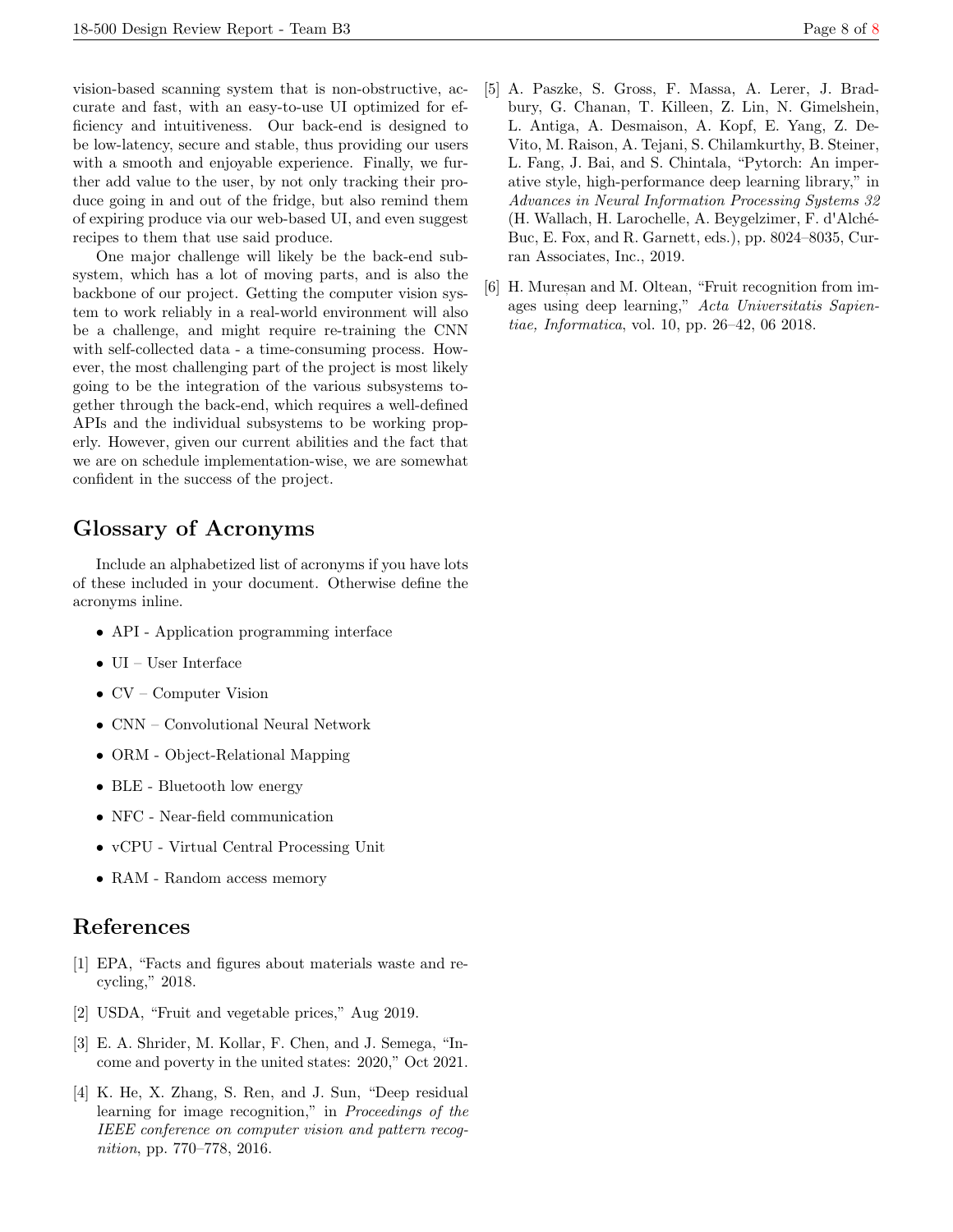vision-based scanning system that is non-obstructive, accurate and fast, with an easy-to-use UI optimized for efficiency and intuitiveness. Our back-end is designed to be low-latency, secure and stable, thus providing our users with a smooth and enjoyable experience. Finally, we further add value to the user, by not only tracking their produce going in and out of the fridge, but also remind them of expiring produce via our web-based UI, and even suggest recipes to them that use said produce.

One major challenge will likely be the back-end subsystem, which has a lot of moving parts, and is also the backbone of our project. Getting the computer vision system to work reliably in a real-world environment will also be a challenge, and might require re-training the CNN with self-collected data - a time-consuming process. However, the most challenging part of the project is most likely going to be the integration of the various subsystems together through the back-end, which requires a well-defined APIs and the individual subsystems to be working properly. However, given our current abilities and the fact that we are on schedule implementation-wise, we are somewhat confident in the success of the project.

## Glossary of Acronyms

Include an alphabetized list of acronyms if you have lots of these included in your document. Otherwise define the acronyms inline.

- API - Application programming interface
- UI – User Interface
- CV – Computer Vision
- CNN – Convolutional Neural Network
- ORM - Object-Relational Mapping
- BLE - Bluetooth low energy
- NFC - Near-field communication
- vCPU - Virtual Central Processing Unit
- RAM - Random access memory

## References

[1] EPA, "Facts and figures about materials waste and recycling," 2018.

[2] USDA, "Fruit and vegetable prices," Aug 2019.

[3] E. A. Shrider, M. Kollar, F. Chen, and J. Semega, "Income and poverty in the united states: 2020," Oct 2021.

[4] K. He, X. Zhang, S. Ren, and J. Sun, "Deep residual learning for image recognition," in *Proceedings of the IEEE conference on computer vision and pattern recognition*, pp. 770–778, 2016.

[5] A. Paszke, S. Gross, F. Massa, A. Lerer, J. Bradbury, G. Chanan, T. Killeen, Z. Lin, N. Gimelshein, L. Antiga, A. Desmaison, A. Kopf, E. Yang, Z. DeVito, M. Raison, A. Tejani, S. Chilamkurthy, B. Steiner, L. Fang, J. Bai, and S. Chintala, "Pytorch: An imperative style, high-performance deep learning library," in *Advances in Neural Information Processing Systems 32* (H. Wallach, H. Larochelle, A. Beygelzimer, F. d'Alché-Buc, E. Fox, and R. Garnett, eds.), pp. 8024–8035, Curran Associates, Inc., 2019.

[6] H. Mureșan and M. Oltean, "Fruit recognition from images using deep learning," *Acta Universitatis Sapientiae, Informatica*, vol. 10, pp. 26–42, 06 2018.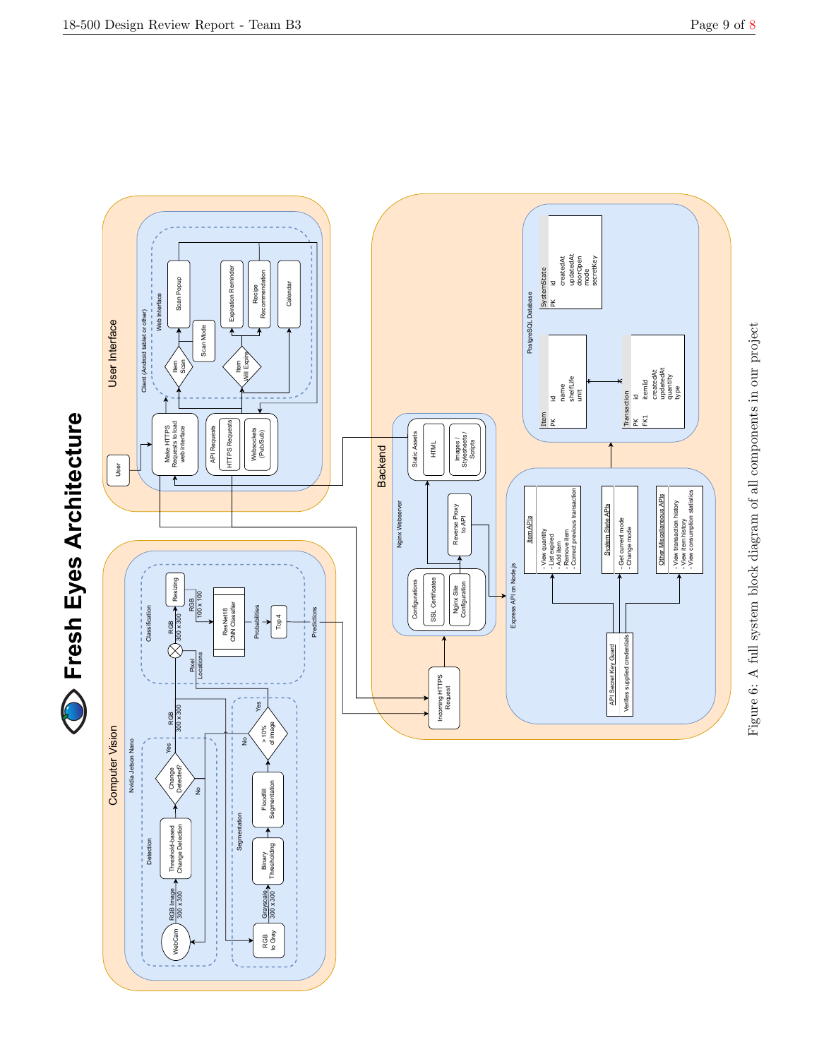# Fresh Eyes Architecture

**Computer Vision**

Nvidia Jetson Nano

Detection: WebCam → (RGB Image 300 x 300) → Threshold-based Change Detection → Change Detected? (No → WebCam; Yes → RGB 300 x 300)

Segmentation: RGB to Gray → (Grayscale 300 x 300) → Binary Thresholding → Floodfill Segmentation → > 10% of image (No / Yes → Pixel Locations)

Classification: (RGB 300 x 300) × (Pixel Locations) → Resizing → (RGB 100 x 100) → ResNet18 CNN Classifier → Probabilities → Top 4 → Predictions

**User Interface**

User → Client (Android tablet or other): Make HTTPS Requests to load web interface; API Requests: HTTPS Requests, Websockets (PubSub)

Web Interface: Item Scan → Scan Popup, Scan Mode; Item Will Expire → Expiration Reminder, Recipe Recommendation; Calendar

**Backend**

Incoming HTTPS Request → Nginx Webserver: Configurations (SSL Certificates, Nginx Site Configuration); Reverse Proxy to API; Static Assets (HTML, Images / Stylesheets / Scripts)

Express API on Node.js: API Secret Key Guard (Verifies supplied credentials)

- Item APIs: View quantity, List expired, Add item, Remove item, Correct previous transaction
- System State APIs: Get current mode, Change mode
- Other Miscellaneous APIs: View transaction history, View item history, View consumption statistics

PostgreSQL Database:

- SystemState: PK id, createdAt, updatedAt, doorOpen, mode, secretKey
- Item: PK id, name, shelfLife, unit
- Transaction: PK id, FK1 itemId, createdAt, updatedAt, quantity, type

Figure 6: A full system block diagram of all components in our project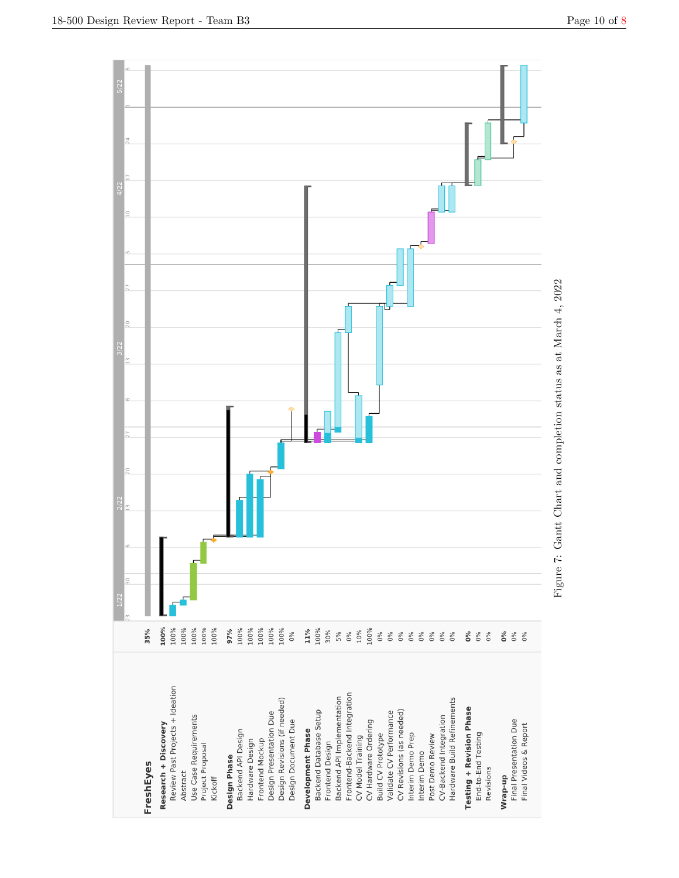FreshEyes 35%

Research + Discovery 100%
Review Past Projects + Ideation 100%
Abstract 100%
Use Case Requirements 100%
Project Proposal 100%
Kickoff 100%

Design Phase 97%
Backend API Design 100%
Hardware Design 100%
Frontend Mockup 100%
Design Presentation Due 100%
Design Revisions (If needed) 100%
Design Document Due 0%

Development Phase 11%
Backend Database Setup 100%
Frontend Design 30%
Backend API Implementation 5%
Frontend-Backend Integration 0%
CV Model Training 10%
CV Hardware Ordering 100%
Build CV Prototype 0%
Validate CV Performance 0%
CV Revisions (as needed) 0%
Interim Demo Prep 0%
Interim Demo 0%
Post Demo Review 0%
CV-Backend Integration 0%
Hardware Build Refinements 0%

Testing + Revision Phase 0%
End-to-End Testing 0%
Revisions 0%

Wrap-up 0%
Final Presentation Due 0%
Final Videos & Report 0%

1/22 2/22 3/22 4/22 5/22
23 30 6 13 20 27 6 13 20 27 3 10 17 24 1 8

Figure 7: Gantt Chart and completion status as at March 4, 2022